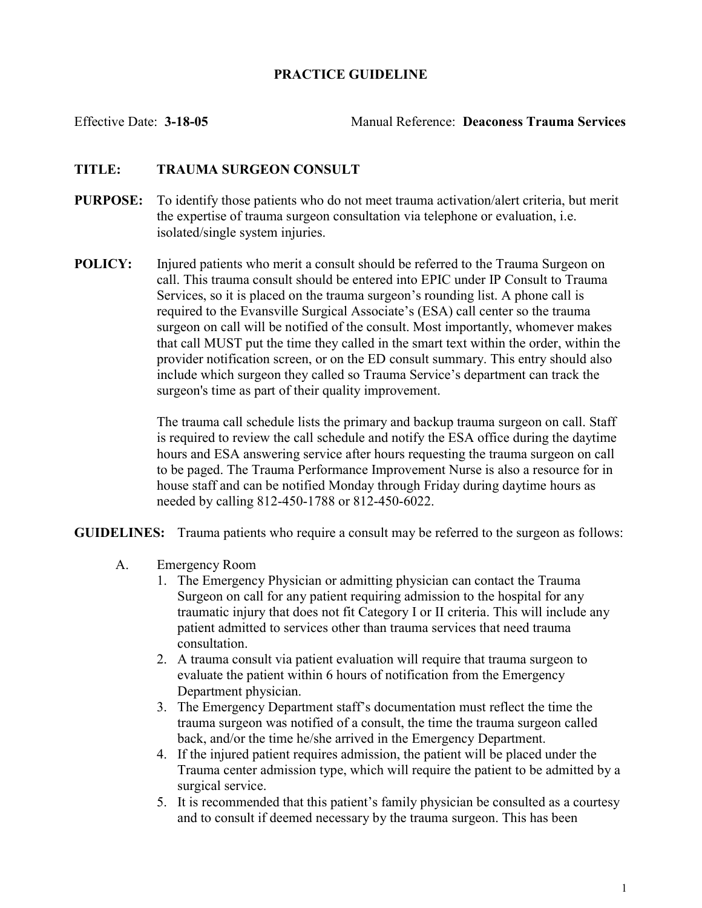## PRACTICE GUIDELINE

Effective Date: **3-18-05** Manual Reference: **Deaconess Trauma Services**

**TITLE:** **TRAUMA SURGEON CONSULT**

**PURPOSE:** To identify those patients who do not meet trauma activation/alert criteria, but merit the expertise of trauma surgeon consultation via telephone or evaluation, i.e. isolated/single system injuries.

**POLICY:** Injured patients who merit a consult should be referred to the Trauma Surgeon on call. This trauma consult should be entered into EPIC under IP Consult to Trauma Services, so it is placed on the trauma surgeon's rounding list. A phone call is required to the Evansville Surgical Associate's (ESA) call center so the trauma surgeon on call will be notified of the consult. Most importantly, whomever makes that call MUST put the time they called in the smart text within the order, within the provider notification screen, or on the ED consult summary. This entry should also include which surgeon they called so Trauma Service's department can track the surgeon's time as part of their quality improvement.

The trauma call schedule lists the primary and backup trauma surgeon on call. Staff is required to review the call schedule and notify the ESA office during the daytime hours and ESA answering service after hours requesting the trauma surgeon on call to be paged. The Trauma Performance Improvement Nurse is also a resource for in house staff and can be notified Monday through Friday during daytime hours as needed by calling 812-450-1788 or 812-450-6022.

**GUIDELINES:** Trauma patients who require a consult may be referred to the surgeon as follows:

A. Emergency Room

1. The Emergency Physician or admitting physician can contact the Trauma Surgeon on call for any patient requiring admission to the hospital for any traumatic injury that does not fit Category I or II criteria. This will include any patient admitted to services other than trauma services that need trauma consultation.
2. A trauma consult via patient evaluation will require that trauma surgeon to evaluate the patient within 6 hours of notification from the Emergency Department physician.
3. The Emergency Department staff's documentation must reflect the time the trauma surgeon was notified of a consult, the time the trauma surgeon called back, and/or the time he/she arrived in the Emergency Department.
4. If the injured patient requires admission, the patient will be placed under the Trauma center admission type, which will require the patient to be admitted by a surgical service.
5. It is recommended that this patient's family physician be consulted as a courtesy and to consult if deemed necessary by the trauma surgeon. This has been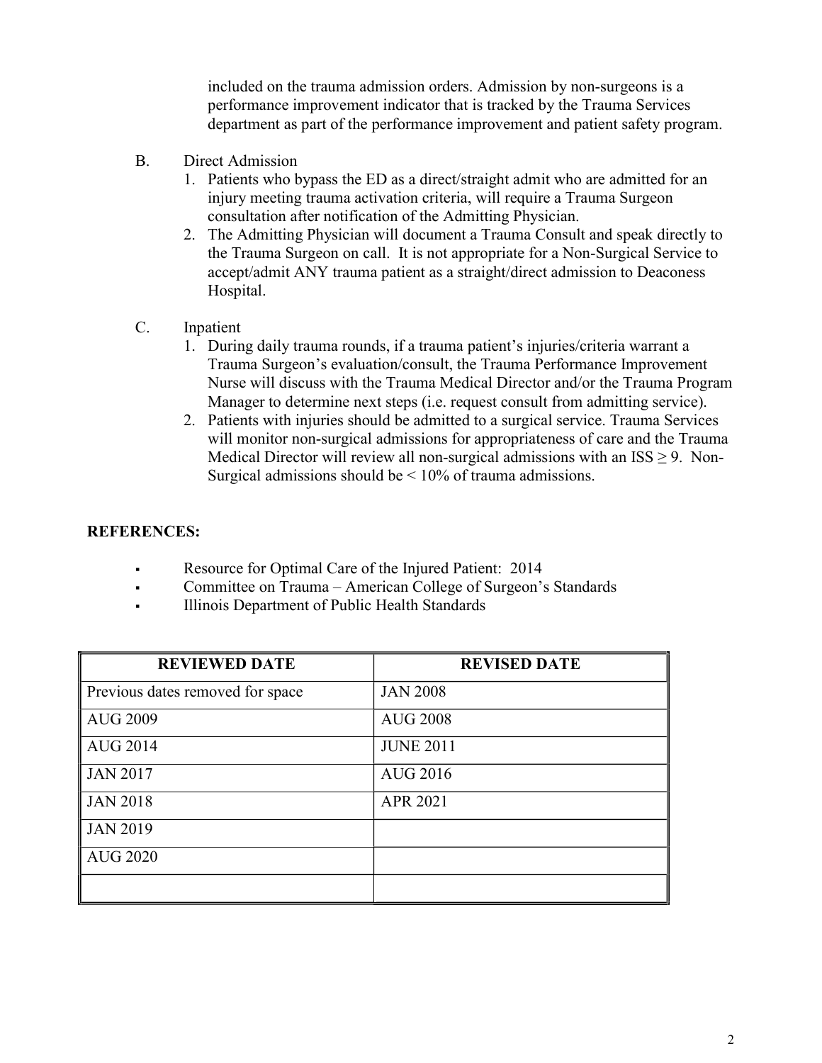included on the trauma admission orders. Admission by non-surgeons is a performance improvement indicator that is tracked by the Trauma Services department as part of the performance improvement and patient safety program.

B. Direct Admission

1. Patients who bypass the ED as a direct/straight admit who are admitted for an injury meeting trauma activation criteria, will require a Trauma Surgeon consultation after notification of the Admitting Physician.
2. The Admitting Physician will document a Trauma Consult and speak directly to the Trauma Surgeon on call. It is not appropriate for a Non-Surgical Service to accept/admit ANY trauma patient as a straight/direct admission to Deaconess Hospital.

C. Inpatient

1. During daily trauma rounds, if a trauma patient's injuries/criteria warrant a Trauma Surgeon's evaluation/consult, the Trauma Performance Improvement Nurse will discuss with the Trauma Medical Director and/or the Trauma Program Manager to determine next steps (i.e. request consult from admitting service).
2. Patients with injuries should be admitted to a surgical service. Trauma Services will monitor non-surgical admissions for appropriateness of care and the Trauma Medical Director will review all non-surgical admissions with an ISS $\geq 9$. Non-Surgical admissions should be $< 10\%$ of trauma admissions.

**REFERENCES:**

- Resource for Optimal Care of the Injured Patient: 2014
- Committee on Trauma – American College of Surgeon's Standards
- Illinois Department of Public Health Standards

| REVIEWED DATE | REVISED DATE |
|---|---|
| Previous dates removed for space | JAN 2008 |
| AUG 2009 | AUG 2008 |
| AUG 2014 | JUNE 2011 |
| JAN 2017 | AUG 2016 |
| JAN 2018 | APR 2021 |
| JAN 2019 | |
| AUG 2020 | |
| | |